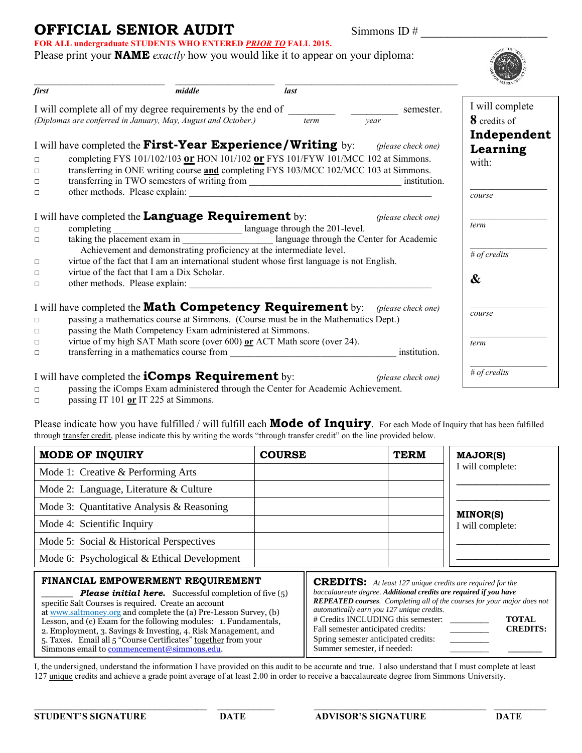# OFFICIAL SENIOR AUDIT

Simmons ID # ______________________

**FOR ALL undergraduate STUDENTS WHO ENTERED *PRIOR TO* FALL 2015.**

Please print your **NAME** *exactly* how you would like it to appear on your diploma:

___________________________ ____________________ ___________________________________
*first* *middle* *last*

I will complete all of my degree requirements by the end of _________ _________ semester.
*(Diplomas are conferred in January, May, August and October.)* *term* *year*

I will have completed the **First-Year Experience/Writing** by: *(please check one)*

- □ completing FYS 101/102/103 **or** HON 101/102 **or** FYS 101/FYW 101/MCC 102 at Simmons.
- □ transferring in ONE writing course **and** completing FYS 103/MCC 102/MCC 103 at Simmons.
- □ transferring in TWO semesters of writing from _______________________________ institution.
- □ other methods. Please explain: ________________________________________________

I will have completed the **Language Requirement** by: *(please check one)*

- □ completing ___________________________ language through the 201-level.
- □ taking the placement exam in ___________________ language through the Center for Academic Achievement and demonstrating proficiency at the intermediate level.
- □ virtue of the fact that I am an international student whose first language is not English.
- □ virtue of the fact that I am a Dix Scholar.
- □ other methods. Please explain: ________________________________________________

I will have completed the **Math Competency Requirement** by: *(please check one)*

- □ passing a mathematics course at Simmons. (Course must be in the Mathematics Dept.)
- □ passing the Math Competency Exam administered at Simmons.
- □ virtue of my high SAT Math score (over 600) **or** ACT Math score (over 24).
- □ transferring in a mathematics course from __________________________________ institution.

I will have completed the **iComps Requirement** by: *(please check one)*

- □ passing the iComps Exam administered through the Center for Academic Achievement.
- □ passing IT 101 **or** IT 225 at Simmons.

I will complete **8** credits of **Independent Learning** with:

________________
*course*

________________
*term*

________________
*# of credits*

**&**

________________
*course*

________________
*term*

________________
*# of credits*

Please indicate how you have fulfilled / will fulfill each **Mode of Inquiry**. For each Mode of Inquiry that has been fulfilled through transfer credit, please indicate this by writing the words "through transfer credit" on the line provided below.

| MODE OF INQUIRY | COURSE | TERM |
|---|---|---|
| Mode 1: Creative & Performing Arts | | |
| Mode 2: Language, Literature & Culture | | |
| Mode 3: Quantitative Analysis & Reasoning | | |
| Mode 4: Scientific Inquiry | | |
| Mode 5: Social & Historical Perspectives | | |
| Mode 6: Psychological & Ethical Development | | |

**MAJOR(S)**
I will complete:

___________________

___________________

**MINOR(S)**
I will complete:

___________________

___________________

**FINANCIAL EMPOWERMENT REQUIREMENT**

______ ***Please initial here.*** Successful completion of five (5) specific Salt Courses is required. Create an account at www.saltmoney.org and complete the (a) Pre-Lesson Survey, (b) Lesson, and (c) Exam for the following modules: 1. Fundamentals, 2. Employment, 3. Savings & Investing, 4. Risk Management, and 5. Taxes. Email all 5 "Course Certificates" together from your Simmons email to commencement@simmons.edu.

**CREDITS:** *At least 127 unique credits are required for the baccalaureate degree.* ***Additional credits are required if you have REPEATED courses****. Completing all of the courses for your major does not automatically earn you 127 unique credits.*

| | | |
|---|---|---|
| # Credits INCLUDING this semester: | _________ | **TOTAL CREDITS:** |
| Fall semester anticipated credits: | _________ | |
| Spring semester anticipated credits: | _________ | |
| Summer semester, if needed: | _________ | _______ |

I, the undersigned, understand the information I have provided on this audit to be accurate and true. I also understand that I must complete at least 127 unique credits and achieve a grade point average of at least 2.00 in order to receive a baccalaureate degree from Simmons University.

___________________________________ ___________ ___________________________________ ___________
**STUDENT'S SIGNATURE** **DATE** **ADVISOR'S SIGNATURE** **DATE**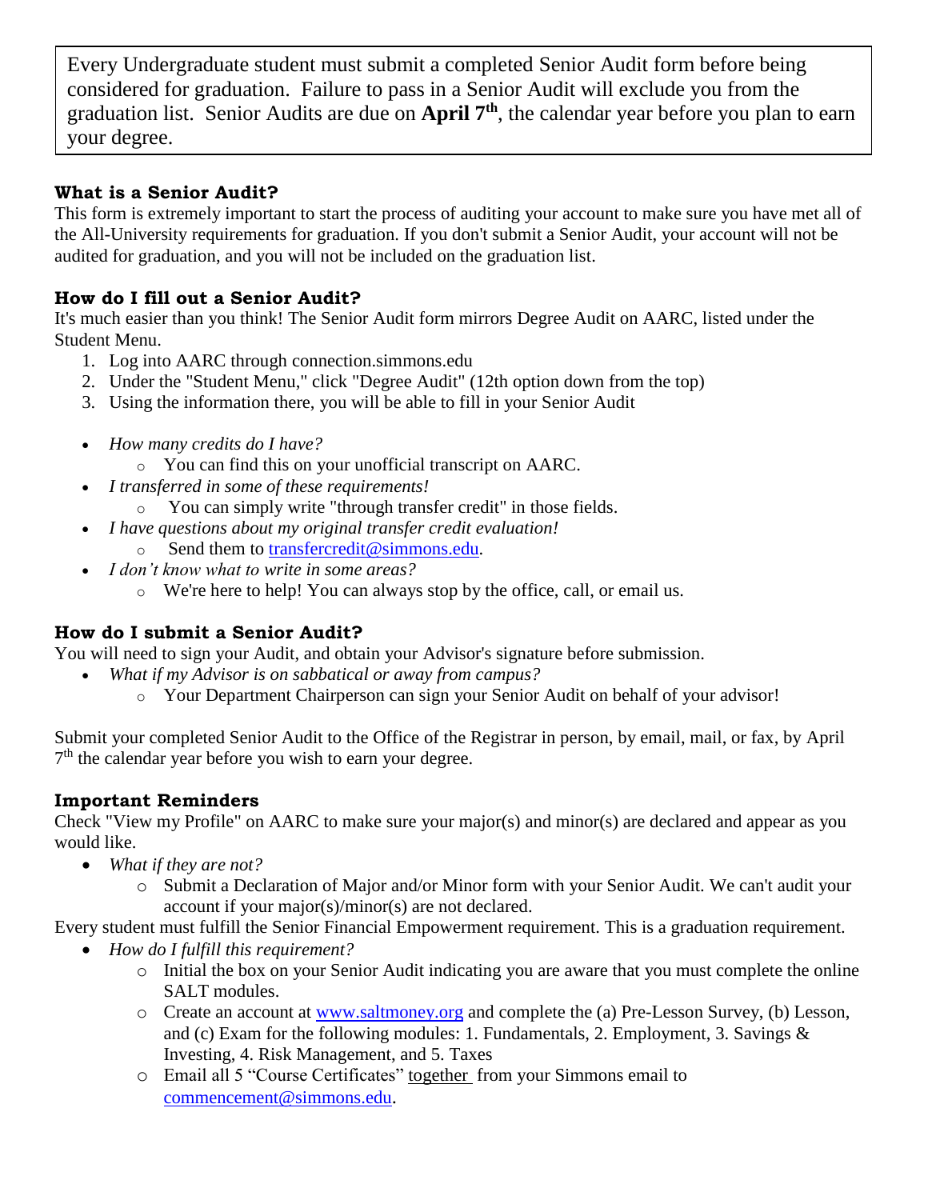Every Undergraduate student must submit a completed Senior Audit form before being considered for graduation. Failure to pass in a Senior Audit will exclude you from the graduation list. Senior Audits are due on **April 7th**, the calendar year before you plan to earn your degree.

### What is a Senior Audit?

This form is extremely important to start the process of auditing your account to make sure you have met all of the All-University requirements for graduation. If you don't submit a Senior Audit, your account will not be audited for graduation, and you will not be included on the graduation list.

### How do I fill out a Senior Audit?

It's much easier than you think! The Senior Audit form mirrors Degree Audit on AARC, listed under the Student Menu.

1. Log into AARC through connection.simmons.edu
2. Under the "Student Menu," click "Degree Audit" (12th option down from the top)
3. Using the information there, you will be able to fill in your Senior Audit

- *How many credits do I have?*
  - You can find this on your unofficial transcript on AARC.
- *I transferred in some of these requirements!*
  - You can simply write "through transfer credit" in those fields.
- *I have questions about my original transfer credit evaluation!*
  - Send them to transfercredit@simmons.edu.
- *I don't know what to write in some areas?*
  - We're here to help! You can always stop by the office, call, or email us.

### How do I submit a Senior Audit?

You will need to sign your Audit, and obtain your Advisor's signature before submission.

- *What if my Advisor is on sabbatical or away from campus?*
  - Your Department Chairperson can sign your Senior Audit on behalf of your advisor!

Submit your completed Senior Audit to the Office of the Registrar in person, by email, mail, or fax, by April 7th the calendar year before you wish to earn your degree.

### Important Reminders

Check "View my Profile" on AARC to make sure your major(s) and minor(s) are declared and appear as you would like.

- *What if they are not?*
  - Submit a Declaration of Major and/or Minor form with your Senior Audit. We can't audit your account if your major(s)/minor(s) are not declared.

Every student must fulfill the Senior Financial Empowerment requirement. This is a graduation requirement.

- *How do I fulfill this requirement?*
  - Initial the box on your Senior Audit indicating you are aware that you must complete the online SALT modules.
  - Create an account at www.saltmoney.org and complete the (a) Pre-Lesson Survey, (b) Lesson, and (c) Exam for the following modules: 1. Fundamentals, 2. Employment, 3. Savings & Investing, 4. Risk Management, and 5. Taxes
  - Email all 5 "Course Certificates" together from your Simmons email to commencement@simmons.edu.